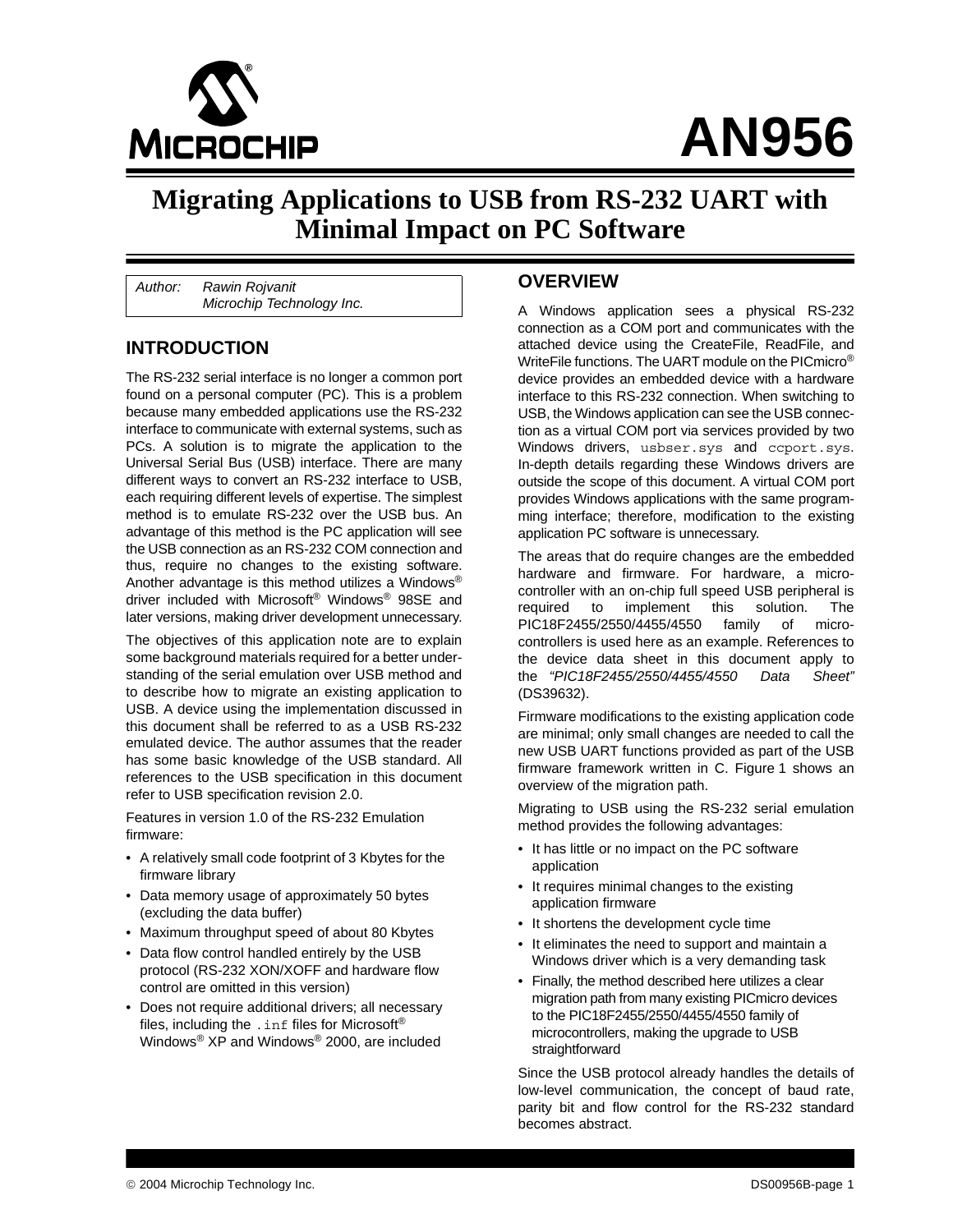# AN956

# Migrating Applications to USB from RS-232 UART with Minimal Impact on PC Software

Author: Rawin Rojvanit
Microchip Technology Inc.

## INTRODUCTION

The RS-232 serial interface is no longer a common port found on a personal computer (PC). This is a problem because many embedded applications use the RS-232 interface to communicate with external systems, such as PCs. A solution is to migrate the application to the Universal Serial Bus (USB) interface. There are many different ways to convert an RS-232 interface to USB, each requiring different levels of expertise. The simplest method is to emulate RS-232 over the USB bus. An advantage of this method is the PC application will see the USB connection as an RS-232 COM connection and thus, require no changes to the existing software. Another advantage is this method utilizes a Windows® driver included with Microsoft® Windows® 98SE and later versions, making driver development unnecessary.

The objectives of this application note are to explain some background materials required for a better understanding of the serial emulation over USB method and to describe how to migrate an existing application to USB. A device using the implementation discussed in this document shall be referred to as a USB RS-232 emulated device. The author assumes that the reader has some basic knowledge of the USB standard. All references to the USB specification in this document refer to USB specification revision 2.0.

Features in version 1.0 of the RS-232 Emulation firmware:

- A relatively small code footprint of 3 Kbytes for the firmware library
- Data memory usage of approximately 50 bytes (excluding the data buffer)
- Maximum throughput speed of about 80 Kbytes
- Data flow control handled entirely by the USB protocol (RS-232 XON/XOFF and hardware flow control are omitted in this version)
- Does not require additional drivers; all necessary files, including the `.inf` files for Microsoft® Windows® XP and Windows® 2000, are included

## OVERVIEW

A Windows application sees a physical RS-232 connection as a COM port and communicates with the attached device using the CreateFile, ReadFile, and WriteFile functions. The UART module on the PICmicro® device provides an embedded device with a hardware interface to this RS-232 connection. When switching to USB, the Windows application can see the USB connection as a virtual COM port via services provided by two Windows drivers, `usbser.sys` and `ccport.sys`. In-depth details regarding these Windows drivers are outside the scope of this document. A virtual COM port provides Windows applications with the same programming interface; therefore, modification to the existing application PC software is unnecessary.

The areas that do require changes are the embedded hardware and firmware. For hardware, a microcontroller with an on-chip full speed USB peripheral is required to implement this solution. The PIC18F2455/2550/4455/4550 family of microcontrollers is used here as an example. References to the device data sheet in this document apply to the *"PIC18F2455/2550/4455/4550 Data Sheet"* (DS39632).

Firmware modifications to the existing application code are minimal; only small changes are needed to call the new USB UART functions provided as part of the USB firmware framework written in C. Figure 1 shows an overview of the migration path.

Migrating to USB using the RS-232 serial emulation method provides the following advantages:

- It has little or no impact on the PC software application
- It requires minimal changes to the existing application firmware
- It shortens the development cycle time
- It eliminates the need to support and maintain a Windows driver which is a very demanding task
- Finally, the method described here utilizes a clear migration path from many existing PICmicro devices to the PIC18F2455/2550/4455/4550 family of microcontrollers, making the upgrade to USB straightforward

Since the USB protocol already handles the details of low-level communication, the concept of baud rate, parity bit and flow control for the RS-232 standard becomes abstract.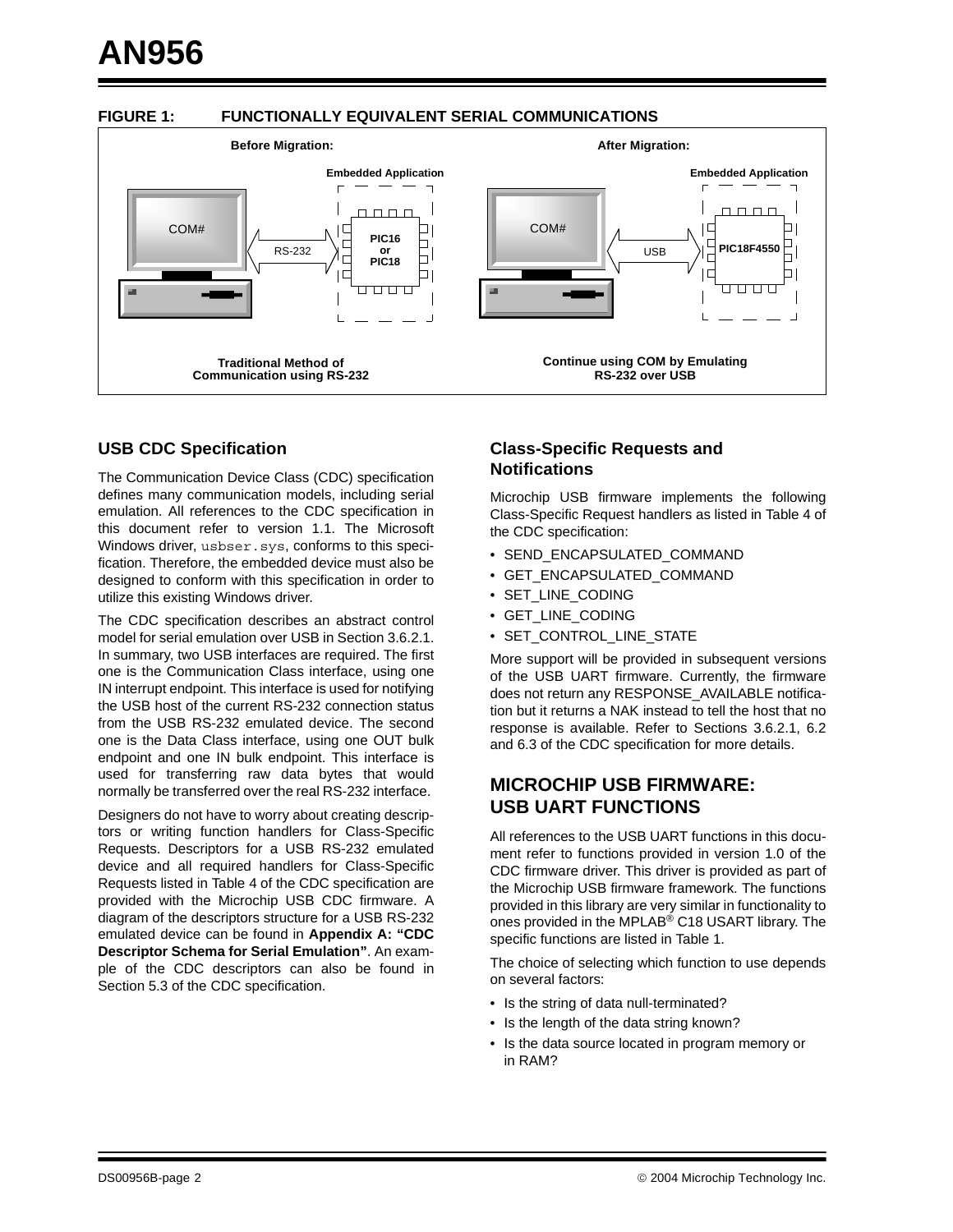**FIGURE 1: FUNCTIONALLY EQUIVALENT SERIAL COMMUNICATIONS**

Before Migration: Traditional Method of Communication using RS-232

After Migration: Continue using COM by Emulating RS-232 over USB

## USB CDC Specification

The Communication Device Class (CDC) specification defines many communication models, including serial emulation. All references to the CDC specification in this document refer to version 1.1. The Microsoft Windows driver, `usbser.sys`, conforms to this specification. Therefore, the embedded device must also be designed to conform with this specification in order to utilize this existing Windows driver.

The CDC specification describes an abstract control model for serial emulation over USB in Section 3.6.2.1. In summary, two USB interfaces are required. The first one is the Communication Class interface, using one IN interrupt endpoint. This interface is used for notifying the USB host of the current RS-232 connection status from the USB RS-232 emulated device. The second one is the Data Class interface, using one OUT bulk endpoint and one IN bulk endpoint. This interface is used for transferring raw data bytes that would normally be transferred over the real RS-232 interface.

Designers do not have to worry about creating descriptors or writing function handlers for Class-Specific Requests. Descriptors for a USB RS-232 emulated device and all required handlers for Class-Specific Requests listed in Table 4 of the CDC specification are provided with the Microchip USB CDC firmware. A diagram of the descriptors structure for a USB RS-232 emulated device can be found in **Appendix A: "CDC Descriptor Schema for Serial Emulation"**. An example of the CDC descriptors can also be found in Section 5.3 of the CDC specification.

## Class-Specific Requests and Notifications

Microchip USB firmware implements the following Class-Specific Request handlers as listed in Table 4 of the CDC specification:

- SEND_ENCAPSULATED_COMMAND
- GET_ENCAPSULATED_COMMAND
- SET_LINE_CODING
- GET_LINE_CODING
- SET_CONTROL_LINE_STATE

More support will be provided in subsequent versions of the USB UART firmware. Currently, the firmware does not return any RESPONSE_AVAILABLE notification but it returns a NAK instead to tell the host that no response is available. Refer to Sections 3.6.2.1, 6.2 and 6.3 of the CDC specification for more details.

## MICROCHIP USB FIRMWARE: USB UART FUNCTIONS

All references to the USB UART functions in this document refer to functions provided in version 1.0 of the CDC firmware driver. This driver is provided as part of the Microchip USB firmware framework. The functions provided in this library are very similar in functionality to ones provided in the MPLAB® C18 USART library. The specific functions are listed in Table 1.

The choice of selecting which function to use depends on several factors:

- Is the string of data null-terminated?
- Is the length of the data string known?
- Is the data source located in program memory or in RAM?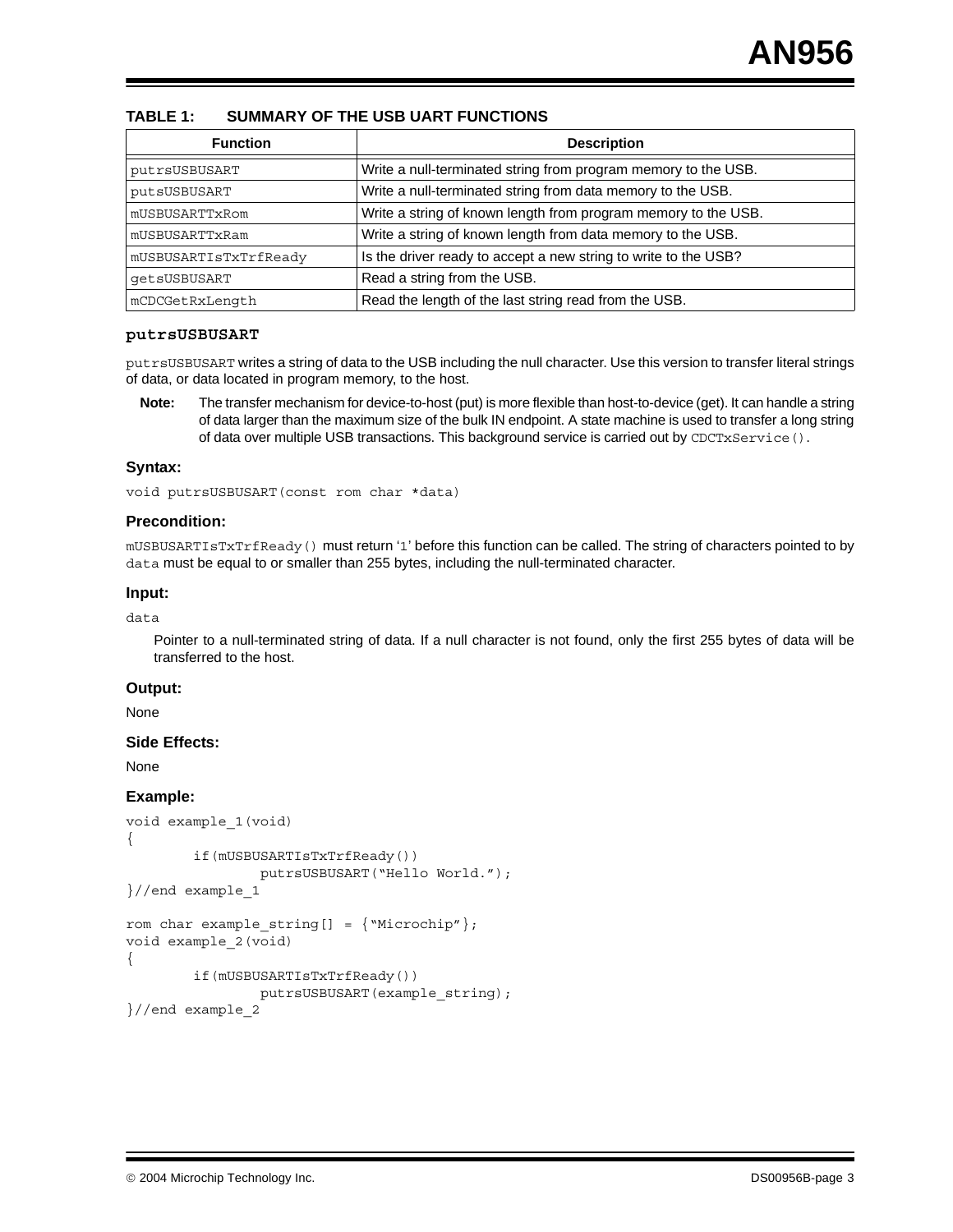**TABLE 1: SUMMARY OF THE USB UART FUNCTIONS**

| Function | Description |
|---|---|
| putrsUSBUSART | Write a null-terminated string from program memory to the USB. |
| putsUSBUSART | Write a null-terminated string from data memory to the USB. |
| mUSBUSARTTxRom | Write a string of known length from program memory to the USB. |
| mUSBUSARTTxRam | Write a string of known length from data memory to the USB. |
| mUSBUSARTIsTxTrfReady | Is the driver ready to accept a new string to write to the USB? |
| getsUSBUSART | Read a string from the USB. |
| mCDCGetRxLength | Read the length of the last string read from the USB. |

## putrsUSBUSART

`putrsUSBUSART` writes a string of data to the USB including the null character. Use this version to transfer literal strings of data, or data located in program memory, to the host.

> **Note:** The transfer mechanism for device-to-host (put) is more flexible than host-to-device (get). It can handle a string of data larger than the maximum size of the bulk IN endpoint. A state machine is used to transfer a long string of data over multiple USB transactions. This background service is carried out by `CDCTxService()`.

### Syntax:

```
void putrsUSBUSART(const rom char *data)
```

### Precondition:

`mUSBUSARTIsTxTrfReady()` must return '1' before this function can be called. The string of characters pointed to by `data` must be equal to or smaller than 255 bytes, including the null-terminated character.

### Input:

`data`

Pointer to a null-terminated string of data. If a null character is not found, only the first 255 bytes of data will be transferred to the host.

### Output:

None

### Side Effects:

None

### Example:

```
void example_1(void)
{
        if(mUSBUSARTIsTxTrfReady())
                putrsUSBUSART("Hello World.");
}//end example_1

rom char example_string[] = {"Microchip"};
void example_2(void)
{
        if(mUSBUSARTIsTxTrfReady())
                putrsUSBUSART(example_string);
}//end example_2
```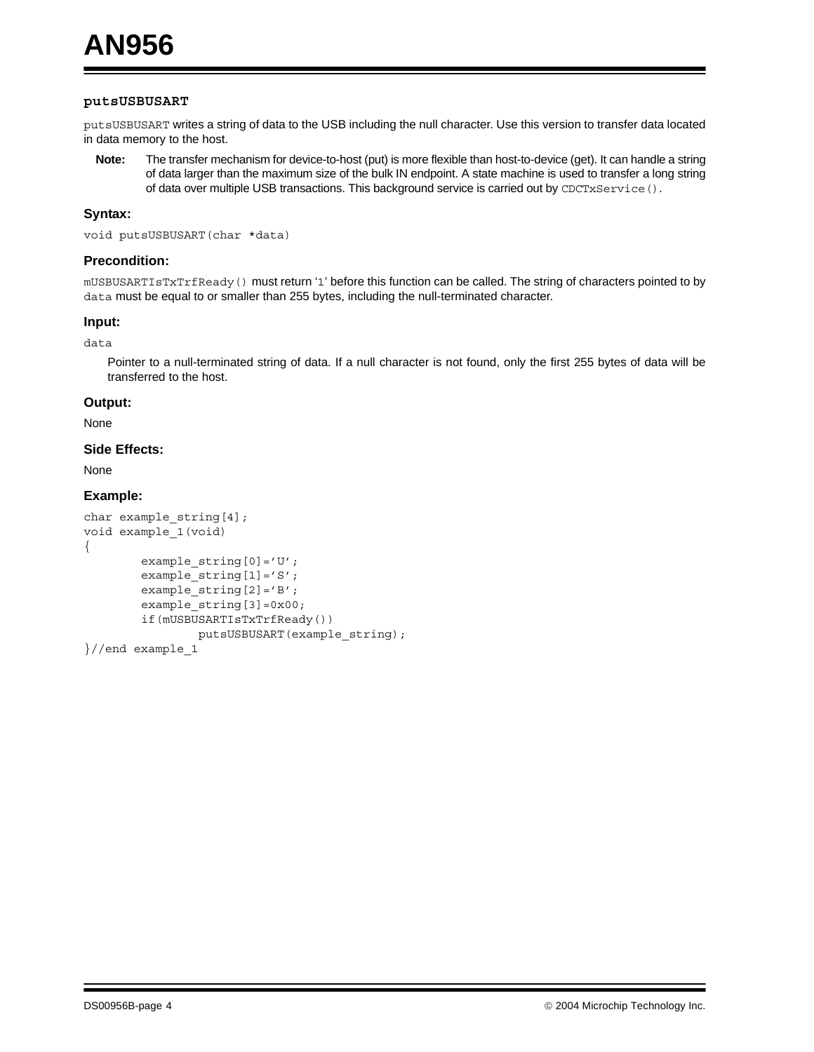### `putsUSBUSART`

`putsUSBUSART` writes a string of data to the USB including the null character. Use this version to transfer data located in data memory to the host.

> **Note:** The transfer mechanism for device-to-host (put) is more flexible than host-to-device (get). It can handle a string of data larger than the maximum size of the bulk IN endpoint. A state machine is used to transfer a long string of data over multiple USB transactions. This background service is carried out by `CDCTxService()`.

#### Syntax:

`void putsUSBUSART(char *data)`

#### Precondition:

`mUSBUSARTIsTxTrfReady()` must return '`1`' before this function can be called. The string of characters pointed to by `data` must be equal to or smaller than 255 bytes, including the null-terminated character.

#### Input:

`data`

Pointer to a null-terminated string of data. If a null character is not found, only the first 255 bytes of data will be transferred to the host.

#### Output:

None

#### Side Effects:

None

#### Example:

```
char example_string[4];
void example_1(void)
{
        example_string[0]='U';
        example_string[1]='S';
        example_string[2]='B';
        example_string[3]=0x00;
        if(mUSBUSARTIsTxTrfReady())
                putsUSBUSART(example_string);
}//end example_1
```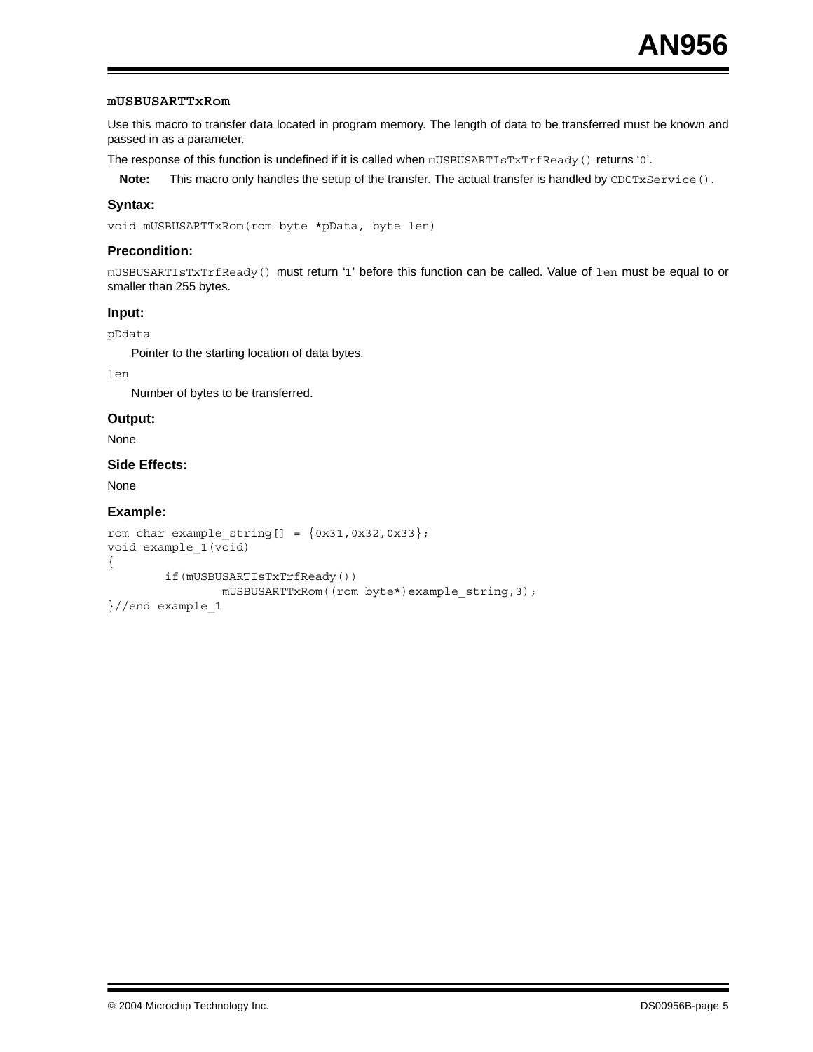### mUSBUSARTTxRom

Use this macro to transfer data located in program memory. The length of data to be transferred must be known and passed in as a parameter.

The response of this function is undefined if it is called when `mUSBUSARTIsTxTrfReady()` returns '0'.

**Note:** This macro only handles the setup of the transfer. The actual transfer is handled by `CDCTxService()`.

#### Syntax:

```
void mUSBUSARTTxRom(rom byte *pData, byte len)
```

#### Precondition:

`mUSBUSARTIsTxTrfReady()` must return '1' before this function can be called. Value of `len` must be equal to or smaller than 255 bytes.

#### Input:

`pDdata`

Pointer to the starting location of data bytes.

`len`

Number of bytes to be transferred.

#### Output:

None

#### Side Effects:

None

#### Example:

```
rom char example_string[] = {0x31,0x32,0x33};
void example_1(void)
{
        if(mUSBUSARTIsTxTrfReady())
                mUSBUSARTTxRom((rom byte*)example_string,3);
}//end example_1
```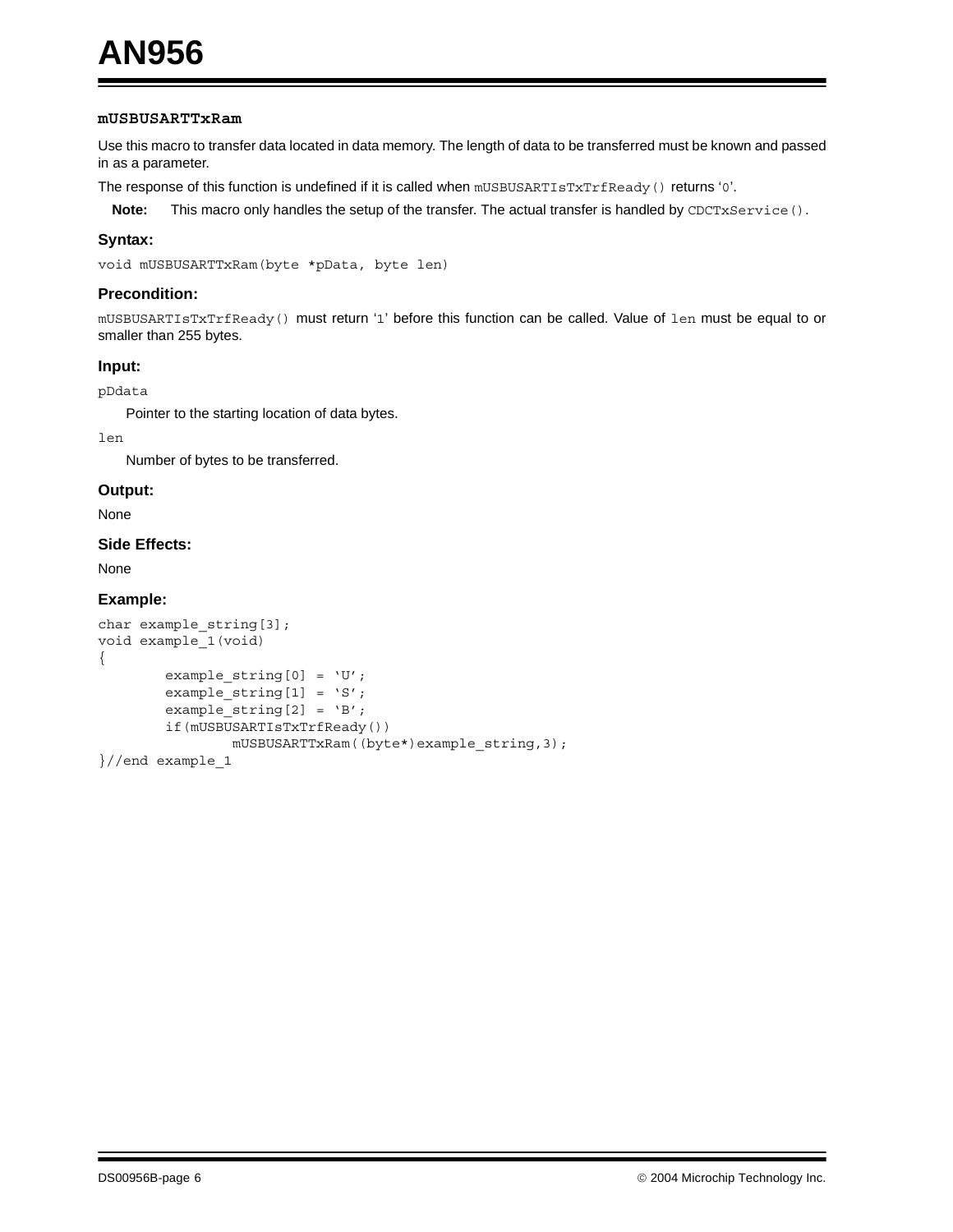### mUSBUSARTTxRam

Use this macro to transfer data located in data memory. The length of data to be transferred must be known and passed in as a parameter.

The response of this function is undefined if it is called when `mUSBUSARTIsTxTrfReady()` returns '`0`'.

**Note:** This macro only handles the setup of the transfer. The actual transfer is handled by `CDCTxService()`.

#### Syntax:

`void mUSBUSARTTxRam(byte *pData, byte len)`

#### Precondition:

`mUSBUSARTIsTxTrfReady()` must return '`1`' before this function can be called. Value of `len` must be equal to or smaller than 255 bytes.

#### Input:

`pDdata`

Pointer to the starting location of data bytes.

`len`

Number of bytes to be transferred.

#### Output:

None

#### Side Effects:

None

#### Example:

```
char example_string[3];
void example_1(void)
{
        example_string[0] = 'U';
        example_string[1] = 'S';
        example_string[2] = 'B';
        if(mUSBUSARTIsTxTrfReady())
                mUSBUSARTTxRam((byte*)example_string,3);
}//end example_1
```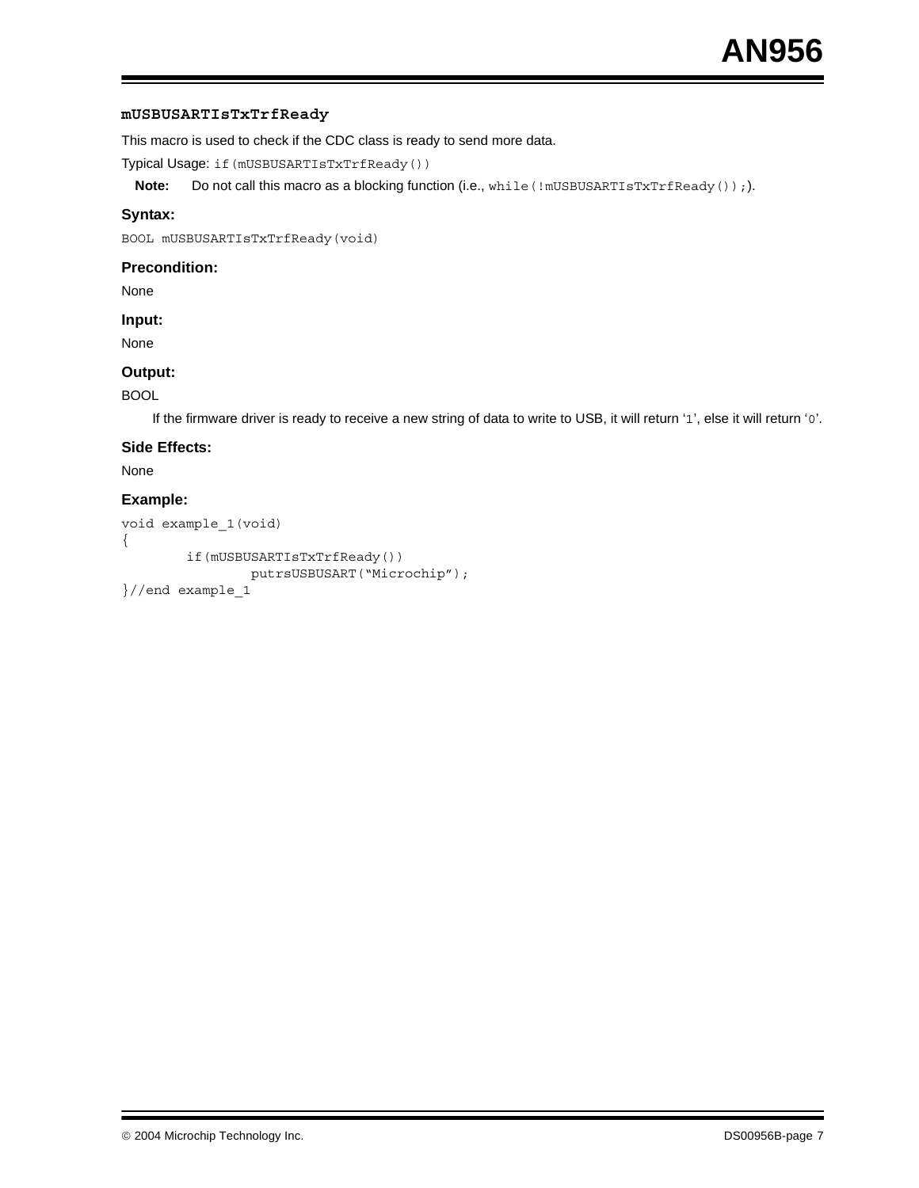### `mUSBUSARTIsTxTrfReady`

This macro is used to check if the CDC class is ready to send more data.

Typical Usage: `if(mUSBUSARTIsTxTrfReady())`

**Note:** Do not call this macro as a blocking function (i.e., `while(!mUSBUSARTIsTxTrfReady());`).

**Syntax:**

`BOOL mUSBUSARTIsTxTrfReady(void)`

**Precondition:**

None

**Input:**

None

**Output:**

BOOL

If the firmware driver is ready to receive a new string of data to write to USB, it will return '`1`', else it will return '`0`'.

**Side Effects:**

None

**Example:**

```
void example_1(void)
{
        if(mUSBUSARTIsTxTrfReady())
                putrsUSBUSART("Microchip");
}//end example_1
```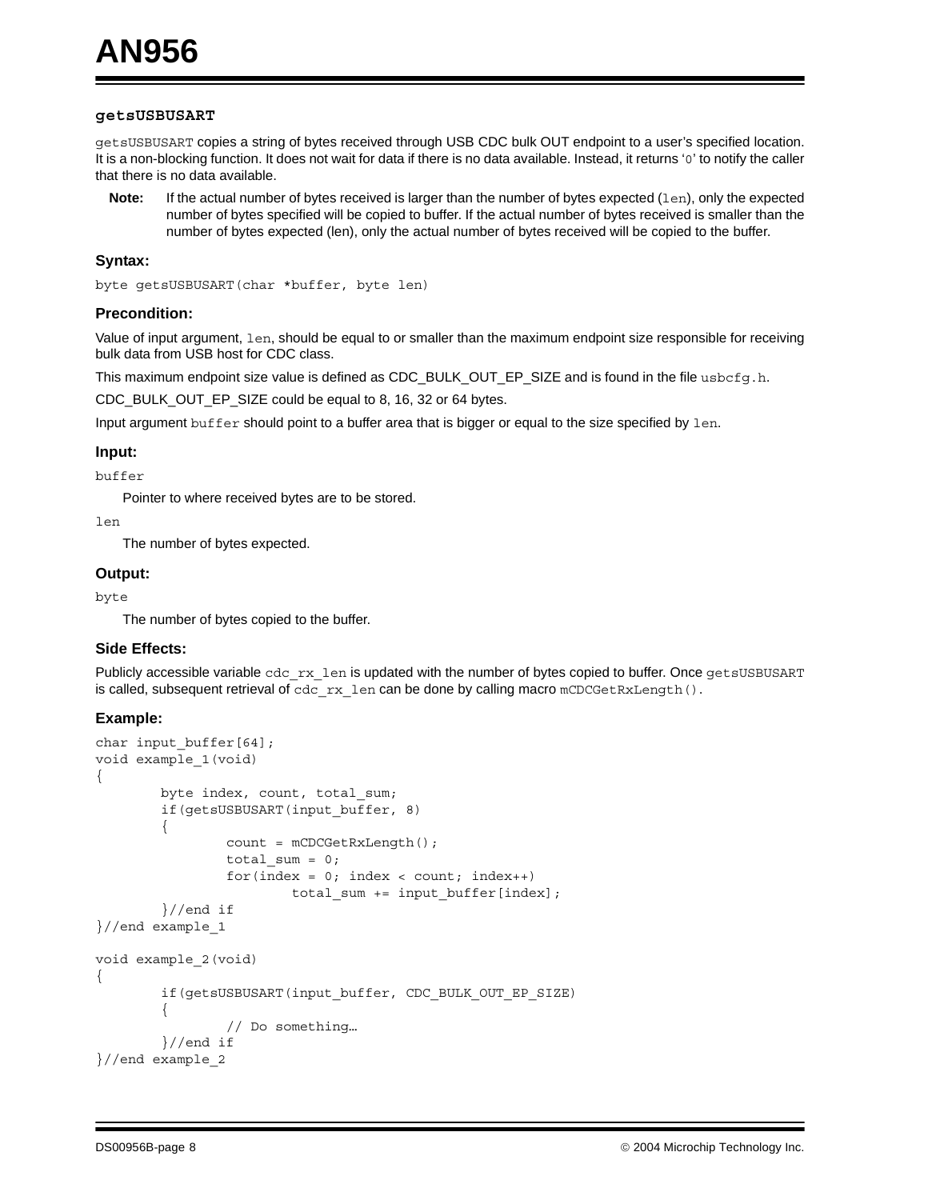### getsUSBUSART

getsUSBUSART copies a string of bytes received through USB CDC bulk OUT endpoint to a user's specified location. It is a non-blocking function. It does not wait for data if there is no data available. Instead, it returns '0' to notify the caller that there is no data available.

**Note:** If the actual number of bytes received is larger than the number of bytes expected (len), only the expected number of bytes specified will be copied to buffer. If the actual number of bytes received is smaller than the number of bytes expected (len), only the actual number of bytes received will be copied to the buffer.

#### Syntax:

```
byte getsUSBUSART(char *buffer, byte len)
```

#### Precondition:

Value of input argument, len, should be equal to or smaller than the maximum endpoint size responsible for receiving bulk data from USB host for CDC class.

This maximum endpoint size value is defined as CDC_BULK_OUT_EP_SIZE and is found in the file usbcfg.h.

CDC_BULK_OUT_EP_SIZE could be equal to 8, 16, 32 or 64 bytes.

Input argument buffer should point to a buffer area that is bigger or equal to the size specified by len.

#### Input:

buffer

Pointer to where received bytes are to be stored.

len

The number of bytes expected.

#### Output:

byte

The number of bytes copied to the buffer.

#### Side Effects:

Publicly accessible variable cdc_rx_len is updated with the number of bytes copied to buffer. Once getsUSBUSART is called, subsequent retrieval of cdc_rx_len can be done by calling macro mCDCGetRxLength().

#### Example:

```
char input_buffer[64];
void example_1(void)
{
        byte index, count, total_sum;
        if(getsUSBUSART(input_buffer, 8)
        {
                count = mCDCGetRxLength();
                total_sum = 0;
                for(index = 0; index < count; index++)
                        total_sum += input_buffer[index];
        }//end if
}//end example_1

void example_2(void)
{
        if(getsUSBUSART(input_buffer, CDC_BULK_OUT_EP_SIZE)
        {
                // Do something…
        }//end if
}//end example_2
```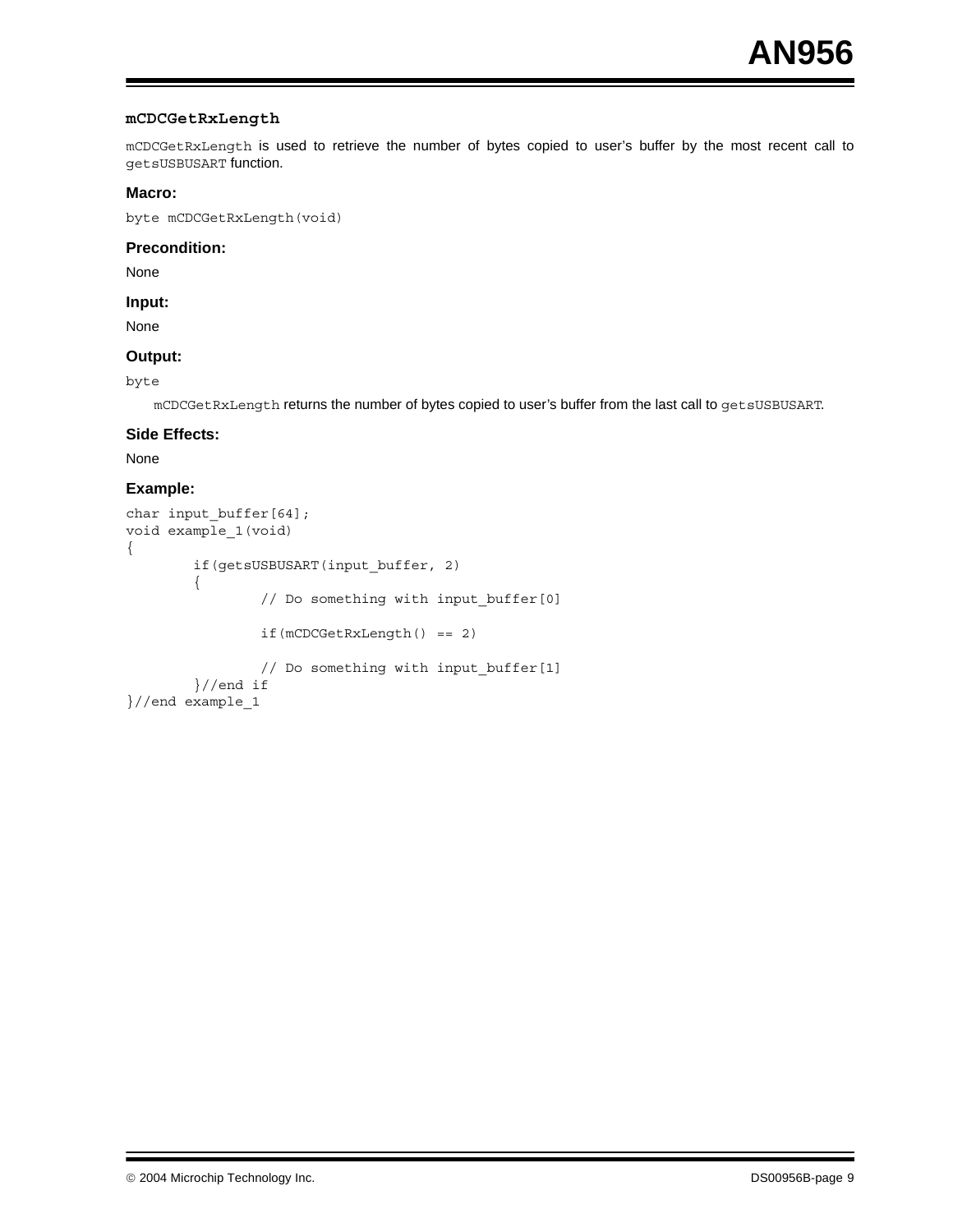### `mCDCGetRxLength`

`mCDCGetRxLength` is used to retrieve the number of bytes copied to user's buffer by the most recent call to `getsUSBUSART` function.

**Macro:**

```
byte mCDCGetRxLength(void)
```

**Precondition:**

None

**Input:**

None

**Output:**

`byte`

`mCDCGetRxLength` returns the number of bytes copied to user's buffer from the last call to `getsUSBUSART`.

**Side Effects:**

None

**Example:**

```
char input_buffer[64];
void example_1(void)
{
        if(getsUSBUSART(input_buffer, 2)
        {
                // Do something with input_buffer[0]

                if(mCDCGetRxLength() == 2)

                // Do something with input_buffer[1]
        }//end if
}//end example_1
```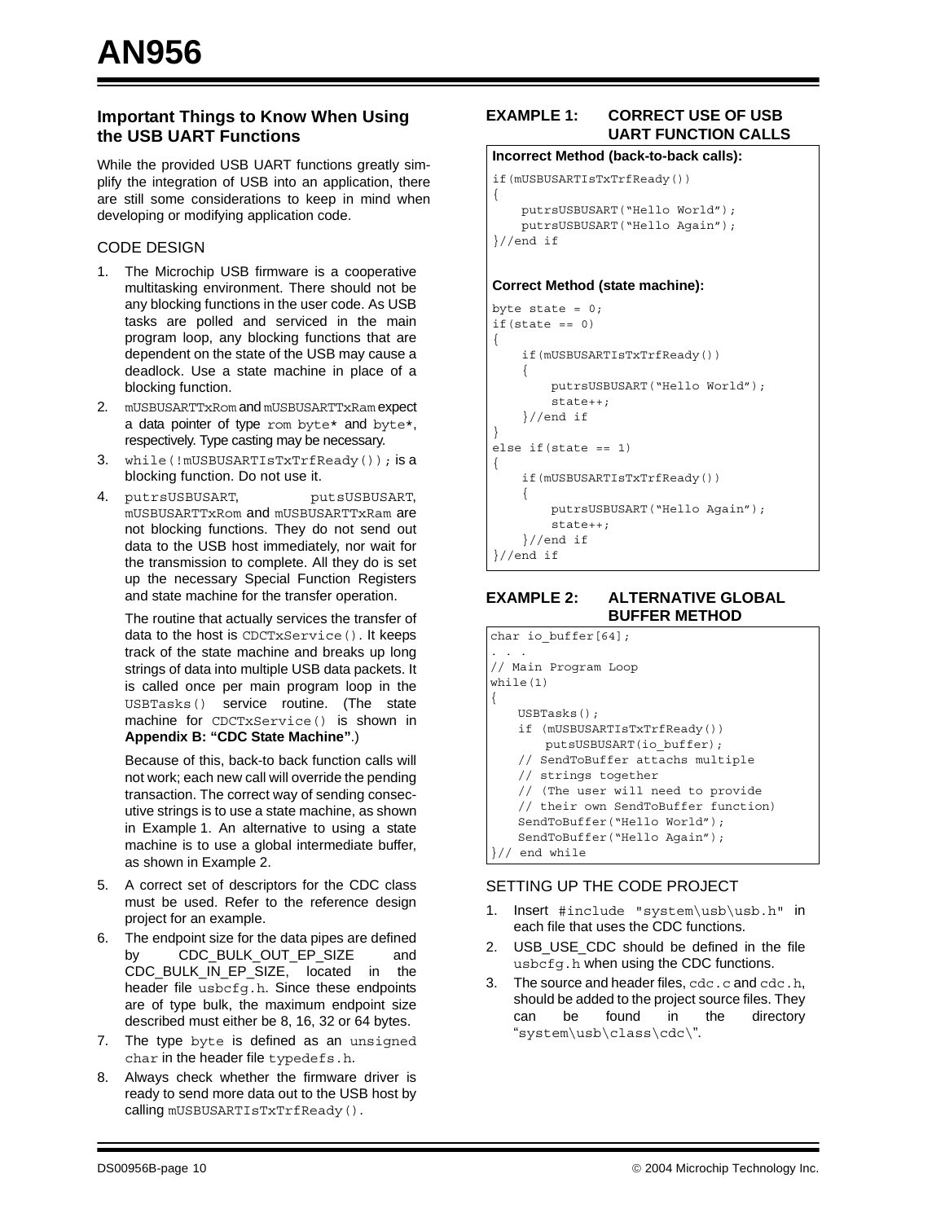### Important Things to Know When Using the USB UART Functions

While the provided USB UART functions greatly simplify the integration of USB into an application, there are still some considerations to keep in mind when developing or modifying application code.

#### CODE DESIGN

1. The Microchip USB firmware is a cooperative multitasking environment. There should not be any blocking functions in the user code. As USB tasks are polled and serviced in the main program loop, any blocking functions that are dependent on the state of the USB may cause a deadlock. Use a state machine in place of a blocking function.
2. `mUSBUSARTTxRom` and `mUSBUSARTTxRam` expect a data pointer of type `rom byte*` and `byte*`, respectively. Type casting may be necessary.
3. `while(!mUSBUSARTIsTxTrfReady());` is a blocking function. Do not use it.
4. `putrsUSBUSART`, `putsUSBUSART`, `mUSBUSARTTxRom` and `mUSBUSARTTxRam` are not blocking functions. They do not send out data to the USB host immediately, nor wait for the transmission to complete. All they do is set up the necessary Special Function Registers and state machine for the transfer operation.

   The routine that actually services the transfer of data to the host is `CDCTxService()`. It keeps track of the state machine and breaks up long strings of data into multiple USB data packets. It is called once per main program loop in the `USBTasks()` service routine. (The state machine for `CDCTxService()` is shown in **Appendix B: "CDC State Machine"**.)

   Because of this, back-to back function calls will not work; each new call will override the pending transaction. The correct way of sending consecutive strings is to use a state machine, as shown in Example 1. An alternative to using a state machine is to use a global intermediate buffer, as shown in Example 2.
5. A correct set of descriptors for the CDC class must be used. Refer to the reference design project for an example.
6. The endpoint size for the data pipes are defined by CDC_BULK_OUT_EP_SIZE and CDC_BULK_IN_EP_SIZE, located in the header file `usbcfg.h`. Since these endpoints are of type bulk, the maximum endpoint size described must either be 8, 16, 32 or 64 bytes.
7. The type `byte` is defined as an `unsigned char` in the header file `typedefs.h`.
8. Always check whether the firmware driver is ready to send more data out to the USB host by calling `mUSBUSARTIsTxTrfReady()`.

**EXAMPLE 1: CORRECT USE OF USB UART FUNCTION CALLS**

**Incorrect Method (back-to-back calls):**

```
if(mUSBUSARTIsTxTrfReady())
{
    putrsUSBUSART("Hello World");
    putrsUSBUSART("Hello Again");
}//end if
```

**Correct Method (state machine):**

```
byte state = 0;
if(state == 0)
{
    if(mUSBUSARTIsTxTrfReady())
    {
        putrsUSBUSART("Hello World");
        state++;
    }//end if
}
else if(state == 1)
{
    if(mUSBUSARTIsTxTrfReady())
    {
        putrsUSBUSART("Hello Again");
        state++;
    }//end if
}//end if
```

**EXAMPLE 2: ALTERNATIVE GLOBAL BUFFER METHOD**

```
char io_buffer[64];
. . .
// Main Program Loop
while(1)
{
    USBTasks();
    if (mUSBUSARTIsTxTrfReady())
        putsUSBUSART(io_buffer);
    // SendToBuffer attachs multiple
    // strings together
    // (The user will need to provide
    // their own SendToBuffer function)
    SendToBuffer("Hello World");
    SendToBuffer("Hello Again");
}// end while
```

#### SETTING UP THE CODE PROJECT

1. Insert `#include "system\usb\usb.h"` in each file that uses the CDC functions.
2. USB_USE_CDC should be defined in the file `usbcfg.h` when using the CDC functions.
3. The source and header files, `cdc.c` and `cdc.h`, should be added to the project source files. They can be found in the directory "`system\usb\class\cdc\`".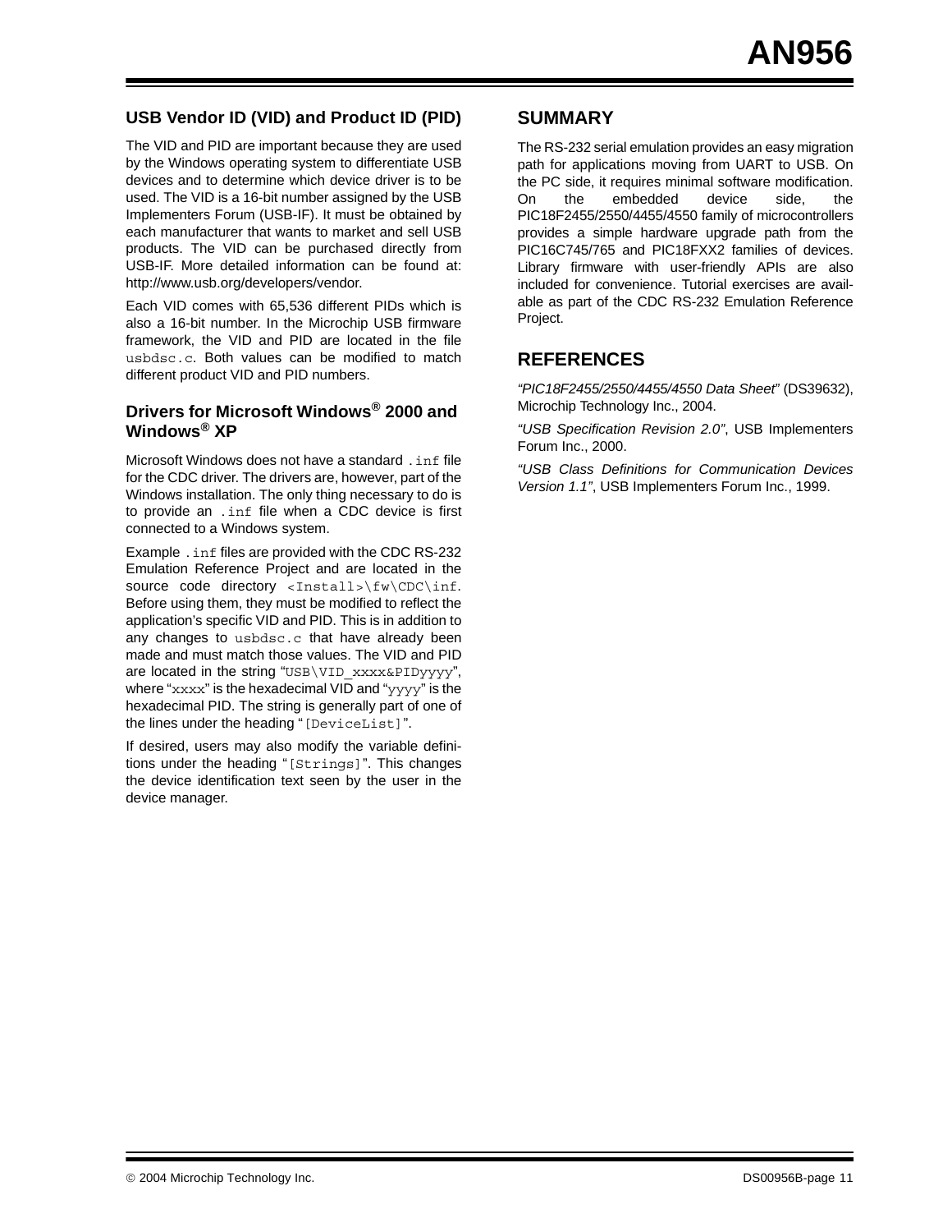### USB Vendor ID (VID) and Product ID (PID)

The VID and PID are important because they are used by the Windows operating system to differentiate USB devices and to determine which device driver is to be used. The VID is a 16-bit number assigned by the USB Implementers Forum (USB-IF). It must be obtained by each manufacturer that wants to market and sell USB products. The VID can be purchased directly from USB-IF. More detailed information can be found at: http://www.usb.org/developers/vendor.

Each VID comes with 65,536 different PIDs which is also a 16-bit number. In the Microchip USB firmware framework, the VID and PID are located in the file `usbdsc.c`. Both values can be modified to match different product VID and PID numbers.

### Drivers for Microsoft Windows® 2000 and Windows® XP

Microsoft Windows does not have a standard `.inf` file for the CDC driver. The drivers are, however, part of the Windows installation. The only thing necessary to do is to provide an `.inf` file when a CDC device is first connected to a Windows system.

Example `.inf` files are provided with the CDC RS-232 Emulation Reference Project and are located in the source code directory `<Install>\fw\CDC\inf`. Before using them, they must be modified to reflect the application's specific VID and PID. This is in addition to any changes to `usbdsc.c` that have already been made and must match those values. The VID and PID are located in the string "`USB\VID_xxxx&PIDyyyy`", where "`xxxx`" is the hexadecimal VID and "`yyyy`" is the hexadecimal PID. The string is generally part of one of the lines under the heading "`[DeviceList]`".

If desired, users may also modify the variable definitions under the heading "`[Strings]`". This changes the device identification text seen by the user in the device manager.

## SUMMARY

The RS-232 serial emulation provides an easy migration path for applications moving from UART to USB. On the PC side, it requires minimal software modification. On the embedded device side, the PIC18F2455/2550/4455/4550 family of microcontrollers provides a simple hardware upgrade path from the PIC16C745/765 and PIC18FXX2 families of devices. Library firmware with user-friendly APIs are also included for convenience. Tutorial exercises are available as part of the CDC RS-232 Emulation Reference Project.

## REFERENCES

*"PIC18F2455/2550/4455/4550 Data Sheet"* (DS39632), Microchip Technology Inc., 2004.

*"USB Specification Revision 2.0"*, USB Implementers Forum Inc., 2000.

*"USB Class Definitions for Communication Devices Version 1.1"*, USB Implementers Forum Inc., 1999.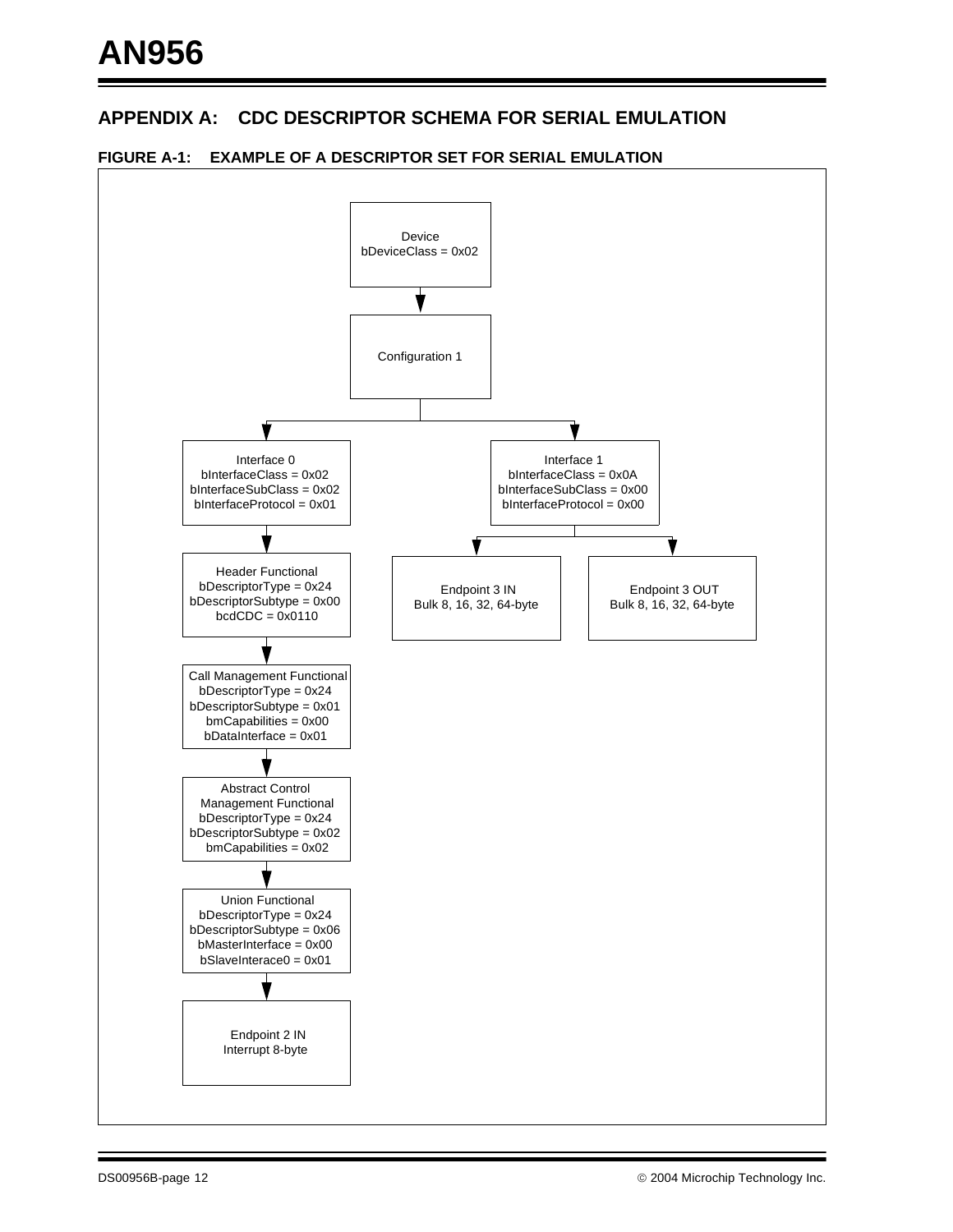## APPENDIX A: CDC DESCRIPTOR SCHEMA FOR SERIAL EMULATION

**FIGURE A-1: EXAMPLE OF A DESCRIPTOR SET FOR SERIAL EMULATION**

Device
bDeviceClass = 0x02

Configuration 1

Interface 0
bInterfaceClass = 0x02
bInterfaceSubClass = 0x02
bInterfaceProtocol = 0x01

Header Functional
bDescriptorType = 0x24
bDescriptorSubtype = 0x00
bcdCDC = 0x0110

Call Management Functional
bDescriptorType = 0x24
bDescriptorSubtype = 0x01
bmCapabilities = 0x00
bDataInterface = 0x01

Abstract Control Management Functional
bDescriptorType = 0x24
bDescriptorSubtype = 0x02
bmCapabilities = 0x02

Union Functional
bDescriptorType = 0x24
bDescriptorSubtype = 0x06
bMasterInterface = 0x00
bSlaveInterace0 = 0x01

Endpoint 2 IN
Interrupt 8-byte

Interface 1
bInterfaceClass = 0x0A
bInterfaceSubClass = 0x00
bInterfaceProtocol = 0x00

Endpoint 3 IN
Bulk 8, 16, 32, 64-byte

Endpoint 3 OUT
Bulk 8, 16, 32, 64-byte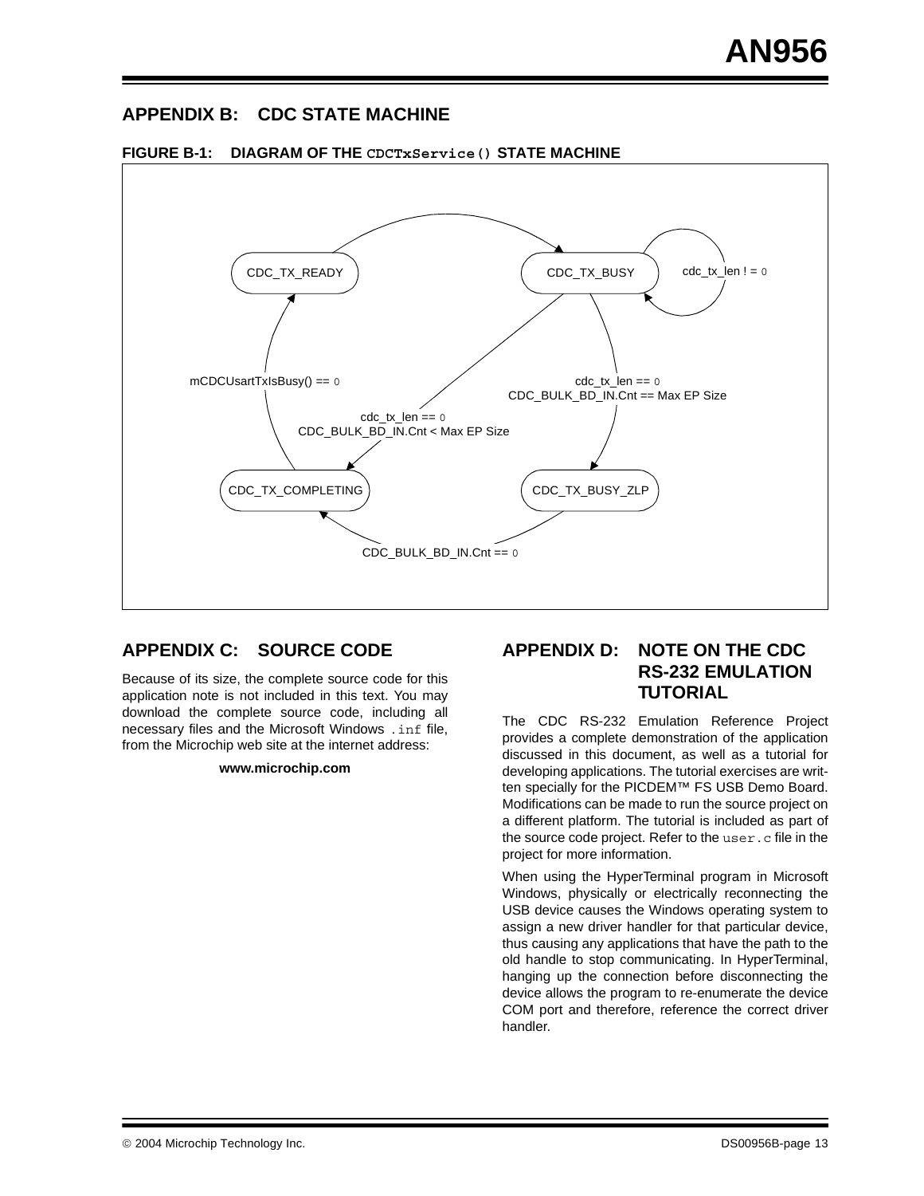## APPENDIX B: CDC STATE MACHINE

**FIGURE B-1: DIAGRAM OF THE `CDCTxService()` STATE MACHINE**

CDC_TX_READY

CDC_TX_BUSY

cdc_tx_len ! = 0

mCDCUsartTxIsBusy() == 0

cdc_tx_len == 0
CDC_BULK_BD_IN.Cnt == Max EP Size

cdc_tx_len == 0
CDC_BULK_BD_IN.Cnt < Max EP Size

CDC_TX_COMPLETING

CDC_TX_BUSY_ZLP

CDC_BULK_BD_IN.Cnt == 0

## APPENDIX C: SOURCE CODE

Because of its size, the complete source code for this application note is not included in this text. You may download the complete source code, including all necessary files and the Microsoft Windows `.inf` file, from the Microchip web site at the internet address:

**www.microchip.com**

## APPENDIX D: NOTE ON THE CDC RS-232 EMULATION TUTORIAL

The CDC RS-232 Emulation Reference Project provides a complete demonstration of the application discussed in this document, as well as a tutorial for developing applications. The tutorial exercises are written specially for the PICDEM™ FS USB Demo Board. Modifications can be made to run the source project on a different platform. The tutorial is included as part of the source code project. Refer to the `user.c` file in the project for more information.

When using the HyperTerminal program in Microsoft Windows, physically or electrically reconnecting the USB device causes the Windows operating system to assign a new driver handler for that particular device, thus causing any applications that have the path to the old handle to stop communicating. In HyperTerminal, hanging up the connection before disconnecting the device allows the program to re-enumerate the device COM port and therefore, reference the correct driver handler.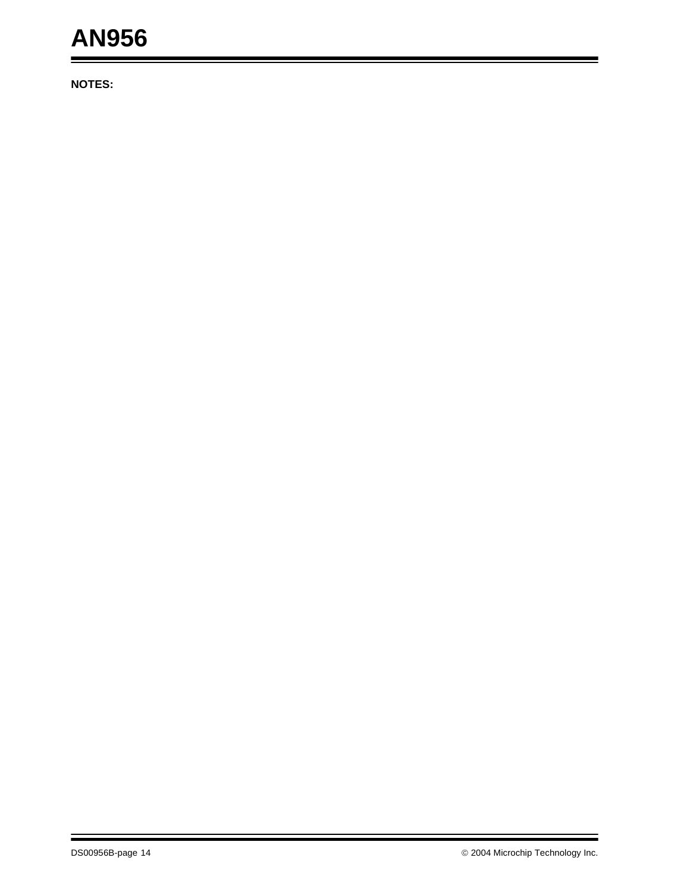**NOTES:**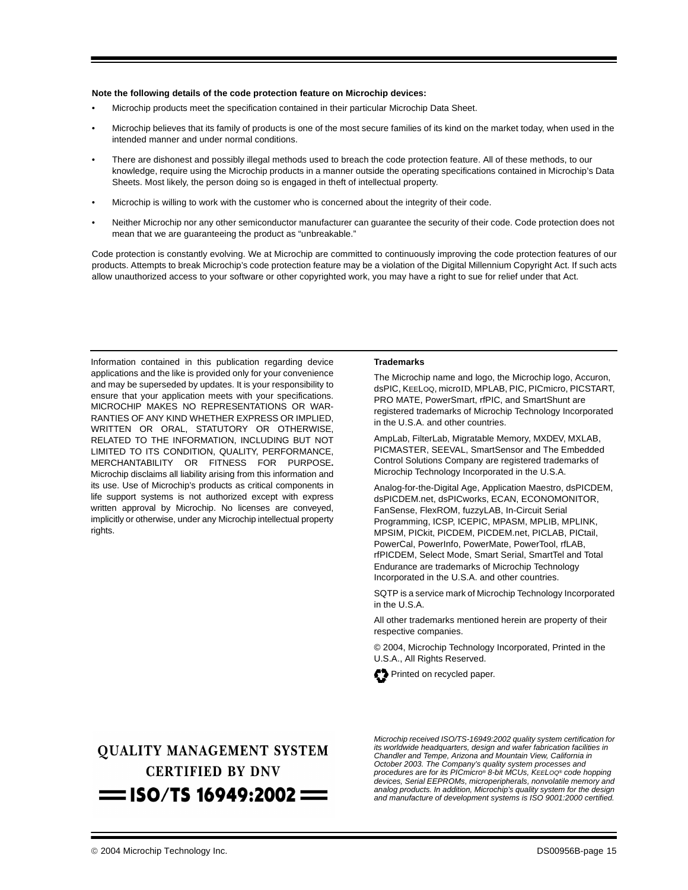**Note the following details of the code protection feature on Microchip devices:**

- Microchip products meet the specification contained in their particular Microchip Data Sheet.
- Microchip believes that its family of products is one of the most secure families of its kind on the market today, when used in the intended manner and under normal conditions.
- There are dishonest and possibly illegal methods used to breach the code protection feature. All of these methods, to our knowledge, require using the Microchip products in a manner outside the operating specifications contained in Microchip's Data Sheets. Most likely, the person doing so is engaged in theft of intellectual property.
- Microchip is willing to work with the customer who is concerned about the integrity of their code.
- Neither Microchip nor any other semiconductor manufacturer can guarantee the security of their code. Code protection does not mean that we are guaranteeing the product as "unbreakable."

Code protection is constantly evolving. We at Microchip are committed to continuously improving the code protection features of our products. Attempts to break Microchip's code protection feature may be a violation of the Digital Millennium Copyright Act. If such acts allow unauthorized access to your software or other copyrighted work, you may have a right to sue for relief under that Act.

Information contained in this publication regarding device applications and the like is provided only for your convenience and may be superseded by updates. It is your responsibility to ensure that your application meets with your specifications. MICROCHIP MAKES NO REPRESENTATIONS OR WARRANTIES OF ANY KIND WHETHER EXPRESS OR IMPLIED, WRITTEN OR ORAL, STATUTORY OR OTHERWISE, RELATED TO THE INFORMATION, INCLUDING BUT NOT LIMITED TO ITS CONDITION, QUALITY, PERFORMANCE, MERCHANTABILITY OR FITNESS FOR PURPOSE**.** Microchip disclaims all liability arising from this information and its use. Use of Microchip's products as critical components in life support systems is not authorized except with express written approval by Microchip. No licenses are conveyed, implicitly or otherwise, under any Microchip intellectual property rights.

**Trademarks**

The Microchip name and logo, the Microchip logo, Accuron, dsPIC, KEELOQ, microID, MPLAB, PIC, PICmicro, PICSTART, PRO MATE, PowerSmart, rfPIC, and SmartShunt are registered trademarks of Microchip Technology Incorporated in the U.S.A. and other countries.

AmpLab, FilterLab, Migratable Memory, MXDEV, MXLAB, PICMASTER, SEEVAL, SmartSensor and The Embedded Control Solutions Company are registered trademarks of Microchip Technology Incorporated in the U.S.A.

Analog-for-the-Digital Age, Application Maestro, dsPICDEM, dsPICDEM.net, dsPICworks, ECAN, ECONOMONITOR, FanSense, FlexROM, fuzzyLAB, In-Circuit Serial Programming, ICSP, ICEPIC, MPASM, MPLIB, MPLINK, MPSIM, PICkit, PICDEM, PICDEM.net, PICLAB, PICtail, PowerCal, PowerInfo, PowerMate, PowerTool, rfLAB, rfPICDEM, Select Mode, Smart Serial, SmartTel and Total Endurance are trademarks of Microchip Technology Incorporated in the U.S.A. and other countries.

SQTP is a service mark of Microchip Technology Incorporated in the U.S.A.

All other trademarks mentioned herein are property of their respective companies.

© 2004, Microchip Technology Incorporated, Printed in the U.S.A., All Rights Reserved.

Printed on recycled paper.

**QUALITY MANAGEMENT SYSTEM CERTIFIED BY DNV**

**ISO/TS 16949:2002**

*Microchip received ISO/TS-16949:2002 quality system certification for its worldwide headquarters, design and wafer fabrication facilities in Chandler and Tempe, Arizona and Mountain View, California in October 2003. The Company's quality system processes and procedures are for its PICmicro® 8-bit MCUs, KEELOQ® code hopping devices, Serial EEPROMs, microperipherals, nonvolatile memory and analog products. In addition, Microchip's quality system for the design and manufacture of development systems is ISO 9001:2000 certified.*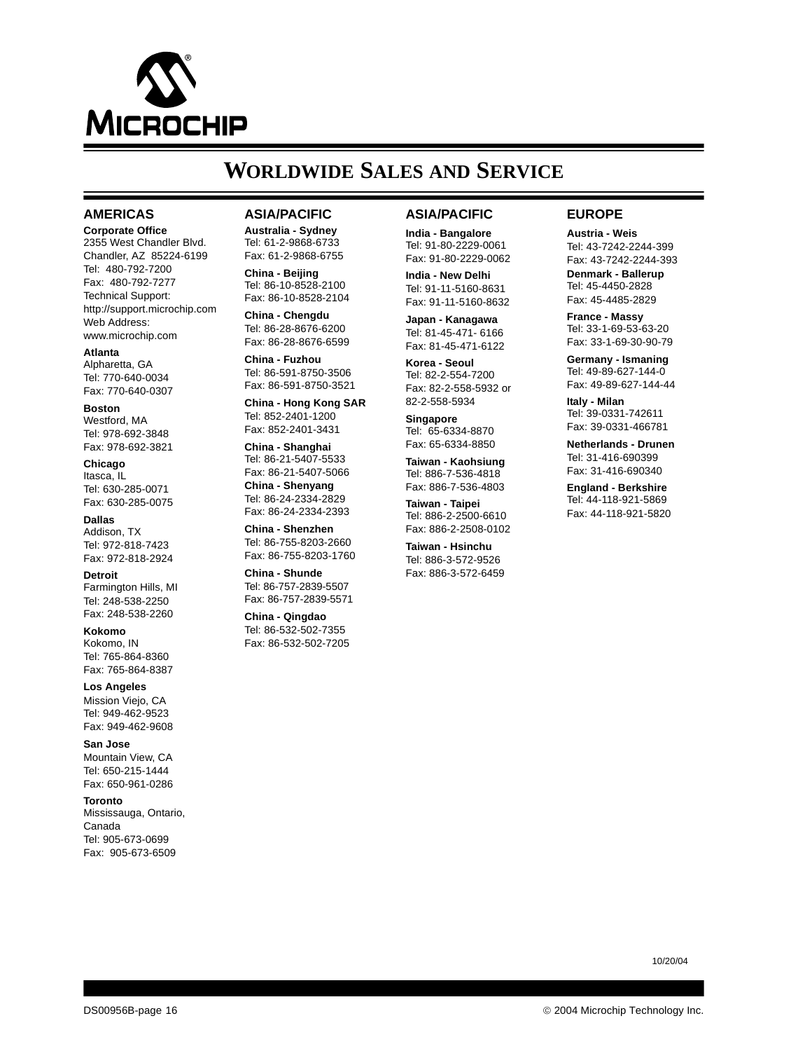MICROCHIP

# WORLDWIDE SALES AND SERVICE

## AMERICAS

**Corporate Office**
2355 West Chandler Blvd.
Chandler, AZ 85224-6199
Tel: 480-792-7200
Fax: 480-792-7277
Technical Support:
http://support.microchip.com
Web Address:
www.microchip.com

**Atlanta**
Alpharetta, GA
Tel: 770-640-0034
Fax: 770-640-0307

**Boston**
Westford, MA
Tel: 978-692-3848
Fax: 978-692-3821

**Chicago**
Itasca, IL
Tel: 630-285-0071
Fax: 630-285-0075

**Dallas**
Addison, TX
Tel: 972-818-7423
Fax: 972-818-2924

**Detroit**
Farmington Hills, MI
Tel: 248-538-2250
Fax: 248-538-2260

**Kokomo**
Kokomo, IN
Tel: 765-864-8360
Fax: 765-864-8387

**Los Angeles**
Mission Viejo, CA
Tel: 949-462-9523
Fax: 949-462-9608

**San Jose**
Mountain View, CA
Tel: 650-215-1444
Fax: 650-961-0286

**Toronto**
Mississauga, Ontario,
Canada
Tel: 905-673-0699
Fax: 905-673-6509

## ASIA/PACIFIC

**Australia - Sydney**
Tel: 61-2-9868-6733
Fax: 61-2-9868-6755

**China - Beijing**
Tel: 86-10-8528-2100
Fax: 86-10-8528-2104

**China - Chengdu**
Tel: 86-28-8676-6200
Fax: 86-28-8676-6599

**China - Fuzhou**
Tel: 86-591-8750-3506
Fax: 86-591-8750-3521

**China - Hong Kong SAR**
Tel: 852-2401-1200
Fax: 852-2401-3431

**China - Shanghai**
Tel: 86-21-5407-5533
Fax: 86-21-5407-5066

**China - Shenyang**
Tel: 86-24-2334-2829
Fax: 86-24-2334-2393

**China - Shenzhen**
Tel: 86-755-8203-2660
Fax: 86-755-8203-1760

**China - Shunde**
Tel: 86-757-2839-5507
Fax: 86-757-2839-5571

**China - Qingdao**
Tel: 86-532-502-7355
Fax: 86-532-502-7205

## ASIA/PACIFIC

**India - Bangalore**
Tel: 91-80-2229-0061
Fax: 91-80-2229-0062

**India - New Delhi**
Tel: 91-11-5160-8631
Fax: 91-11-5160-8632

**Japan - Kanagawa**
Tel: 81-45-471- 6166
Fax: 81-45-471-6122

**Korea - Seoul**
Tel: 82-2-554-7200
Fax: 82-2-558-5932 or
82-2-558-5934

**Singapore**
Tel: 65-6334-8870
Fax: 65-6334-8850

**Taiwan - Kaohsiung**
Tel: 886-7-536-4818
Fax: 886-7-536-4803

**Taiwan - Taipei**
Tel: 886-2-2500-6610
Fax: 886-2-2508-0102

**Taiwan - Hsinchu**
Tel: 886-3-572-9526
Fax: 886-3-572-6459

## EUROPE

**Austria - Weis**
Tel: 43-7242-2244-399
Fax: 43-7242-2244-393

**Denmark - Ballerup**
Tel: 45-4450-2828
Fax: 45-4485-2829

**France - Massy**
Tel: 33-1-69-53-63-20
Fax: 33-1-69-30-90-79

**Germany - Ismaning**
Tel: 49-89-627-144-0
Fax: 49-89-627-144-44

**Italy - Milan**
Tel: 39-0331-742611
Fax: 39-0331-466781

**Netherlands - Drunen**
Tel: 31-416-690399
Fax: 31-416-690340

**England - Berkshire**
Tel: 44-118-921-5869
Fax: 44-118-921-5820

10/20/04